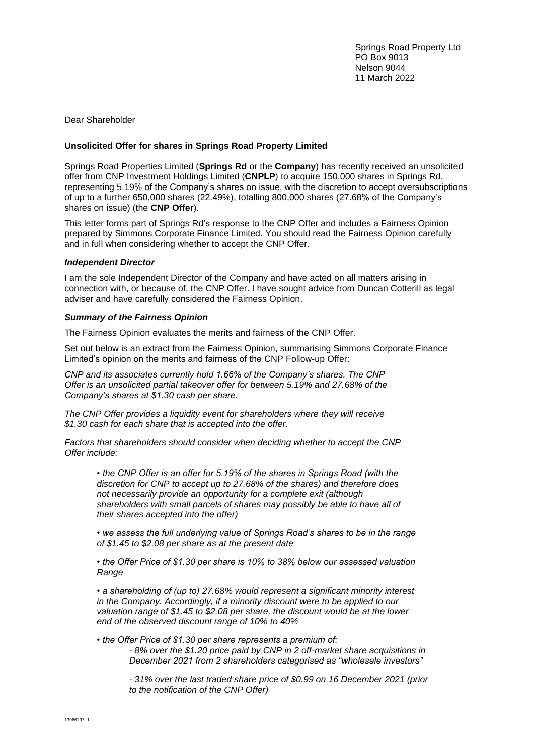Springs Road Property Ltd
PO Box 9013
Nelson 9044
11 March 2022

Dear Shareholder

**Unsolicited Offer for shares in Springs Road Property Limited**

Springs Road Properties Limited (**Springs Rd** or the **Company**) has recently received an unsolicited offer from CNP Investment Holdings Limited (**CNPLP**) to acquire 150,000 shares in Springs Rd, representing 5.19% of the Company's shares on issue, with the discretion to accept oversubscriptions of up to a further 650,000 shares (22.49%), totalling 800,000 shares (27.68% of the Company's shares on issue) (the **CNP Offer**).

This letter forms part of Springs Rd's response to the CNP Offer and includes a Fairness Opinion prepared by Simmons Corporate Finance Limited. You should read the Fairness Opinion carefully and in full when considering whether to accept the CNP Offer.

***Independent Director***

I am the sole Independent Director of the Company and have acted on all matters arising in connection with, or because of, the CNP Offer. I have sought advice from Duncan Cotterill as legal adviser and have carefully considered the Fairness Opinion.

***Summary of the Fairness Opinion***

The Fairness Opinion evaluates the merits and fairness of the CNP Offer.

Set out below is an extract from the Fairness Opinion, summarising Simmons Corporate Finance Limited's opinion on the merits and fairness of the CNP Follow-up Offer:

*CNP and its associates currently hold 1.66% of the Company's shares. The CNP Offer is an unsolicited partial takeover offer for between 5.19% and 27.68% of the Company's shares at $1.30 cash per share.*

*The CNP Offer provides a liquidity event for shareholders where they will receive $1.30 cash for each share that is accepted into the offer.*

*Factors that shareholders should consider when deciding whether to accept the CNP Offer include:*

- *the CNP Offer is an offer for 5.19% of the shares in Springs Road (with the discretion for CNP to accept up to 27.68% of the shares) and therefore does not necessarily provide an opportunity for a complete exit (although shareholders with small parcels of shares may possibly be able to have all of their shares accepted into the offer)*
- *we assess the full underlying value of Springs Road's shares to be in the range of $1.45 to $2.08 per share as at the present date*
- *the Offer Price of $1.30 per share is 10% to 38% below our assessed valuation Range*
- *a shareholding of (up to) 27.68% would represent a significant minority interest in the Company. Accordingly, if a minority discount were to be applied to our valuation range of $1.45 to $2.08 per share, the discount would be at the lower end of the observed discount range of 10% to 40%*
- *the Offer Price of $1.30 per share represents a premium of:*
  - *8% over the $1.20 price paid by CNP in 2 off-market share acquisitions in December 2021 from 2 shareholders categorised as "wholesale investors"*
  - *31% over the last traded share price of $0.99 on 16 December 2021 (prior to the notification of the CNP Offer)*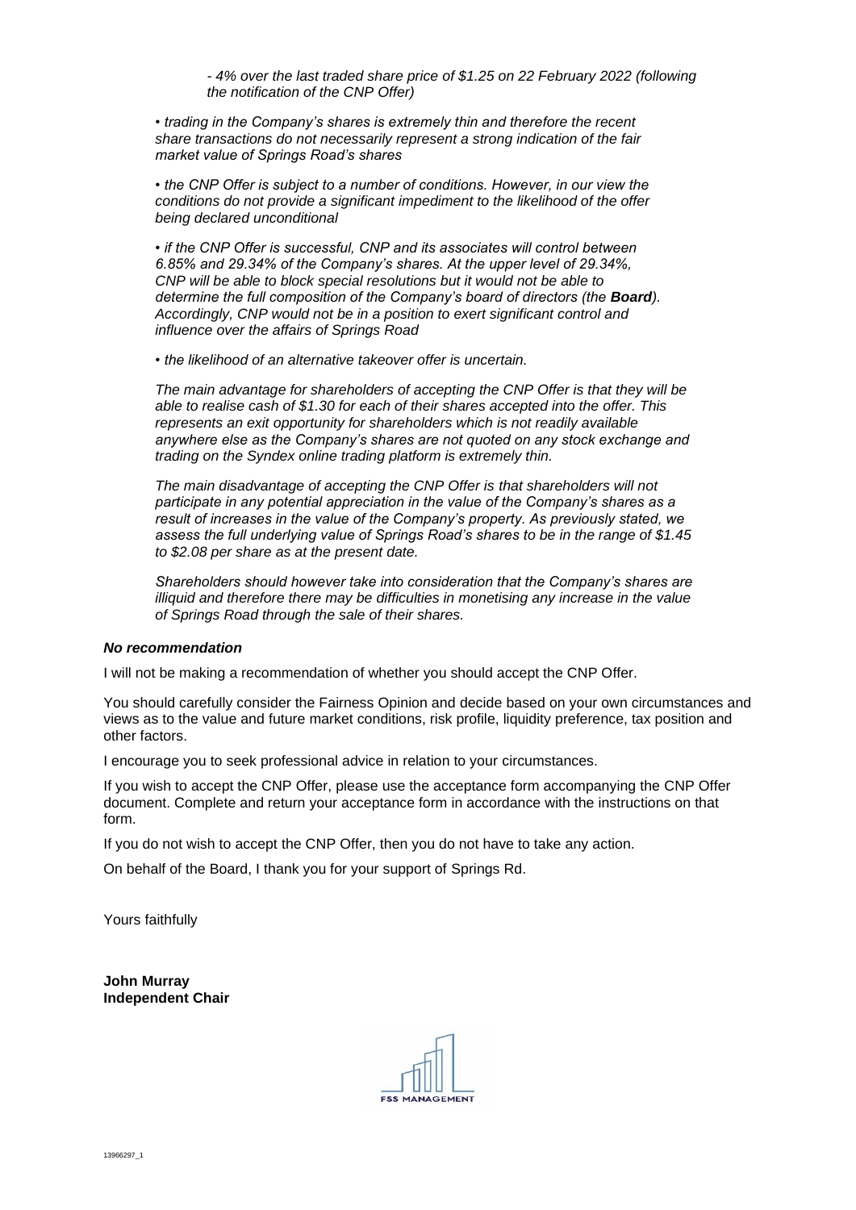*- 4% over the last traded share price of $1.25 on 22 February 2022 (following the notification of the CNP Offer)*

*• trading in the Company's shares is extremely thin and therefore the recent share transactions do not necessarily represent a strong indication of the fair market value of Springs Road's shares*

*• the CNP Offer is subject to a number of conditions. However, in our view the conditions do not provide a significant impediment to the likelihood of the offer being declared unconditional*

*• if the CNP Offer is successful, CNP and its associates will control between 6.85% and 29.34% of the Company's shares. At the upper level of 29.34%, CNP will be able to block special resolutions but it would not be able to determine the full composition of the Company's board of directors (the* ***Board****). Accordingly, CNP would not be in a position to exert significant control and influence over the affairs of Springs Road*

*• the likelihood of an alternative takeover offer is uncertain.*

*The main advantage for shareholders of accepting the CNP Offer is that they will be able to realise cash of $1.30 for each of their shares accepted into the offer. This represents an exit opportunity for shareholders which is not readily available anywhere else as the Company's shares are not quoted on any stock exchange and trading on the Syndex online trading platform is extremely thin.*

*The main disadvantage of accepting the CNP Offer is that shareholders will not participate in any potential appreciation in the value of the Company's shares as a result of increases in the value of the Company's property. As previously stated, we assess the full underlying value of Springs Road's shares to be in the range of $1.45 to $2.08 per share as at the present date.*

*Shareholders should however take into consideration that the Company's shares are illiquid and therefore there may be difficulties in monetising any increase in the value of Springs Road through the sale of their shares.*

***No recommendation***

I will not be making a recommendation of whether you should accept the CNP Offer.

You should carefully consider the Fairness Opinion and decide based on your own circumstances and views as to the value and future market conditions, risk profile, liquidity preference, tax position and other factors.

I encourage you to seek professional advice in relation to your circumstances.

If you wish to accept the CNP Offer, please use the acceptance form accompanying the CNP Offer document. Complete and return your acceptance form in accordance with the instructions on that form.

If you do not wish to accept the CNP Offer, then you do not have to take any action.

On behalf of the Board, I thank you for your support of Springs Rd.

Yours faithfully

**John Murray**
**Independent Chair**

FSS MANAGEMENT

13966297_1